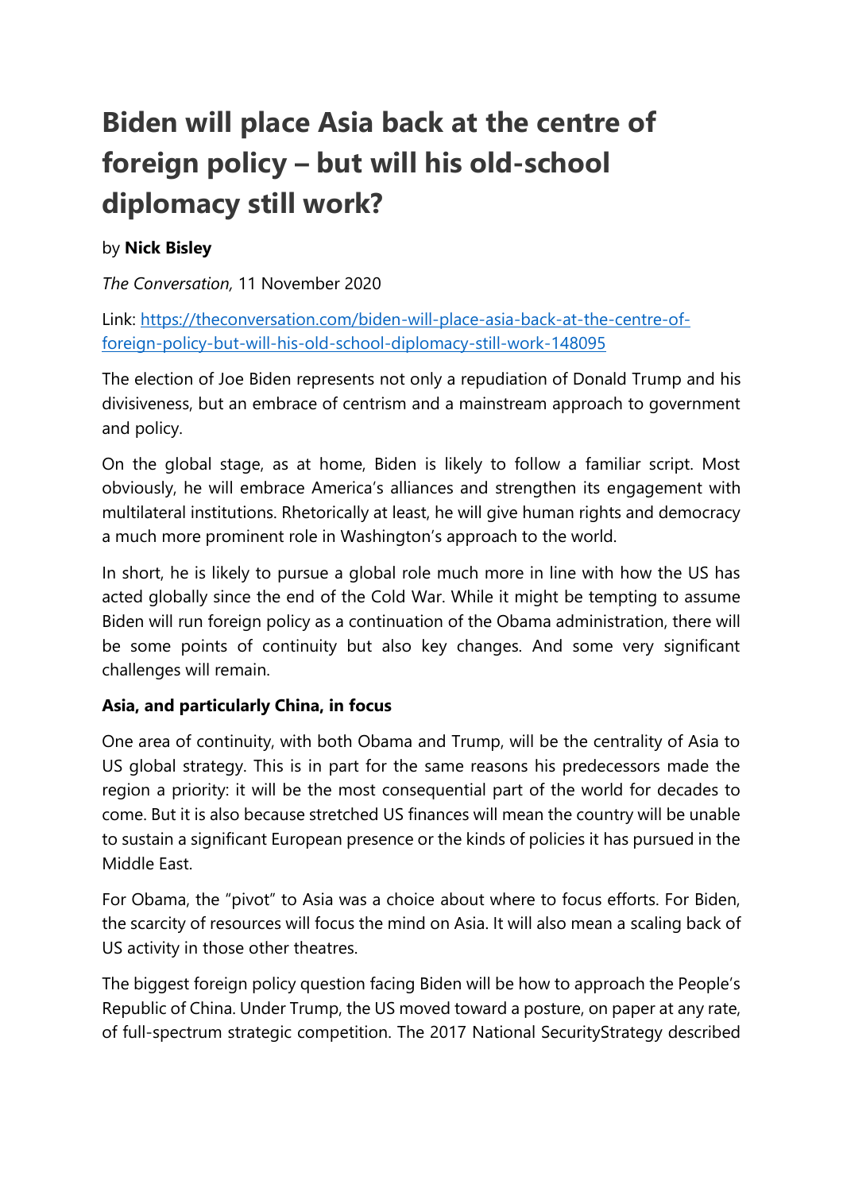# Biden will place Asia back at the centre of foreign policy – but will his old-school diplomacy still work?

by **Nick Bisley**

*The Conversation,* 11 November 2020

Link: [https://theconversation.com/biden-will-place-asia-back-at-the-centre-of-foreign-policy-but-will-his-old-school-diplomacy-still-work-148095](https://theconversation.com/biden-will-place-asia-back-at-the-centre-of-foreign-policy-but-will-his-old-school-diplomacy-still-work-148095)

The election of Joe Biden represents not only a repudiation of Donald Trump and his divisiveness, but an embrace of centrism and a mainstream approach to government and policy.

On the global stage, as at home, Biden is likely to follow a familiar script. Most obviously, he will embrace America's alliances and strengthen its engagement with multilateral institutions. Rhetorically at least, he will give human rights and democracy a much more prominent role in Washington's approach to the world.

In short, he is likely to pursue a global role much more in line with how the US has acted globally since the end of the Cold War. While it might be tempting to assume Biden will run foreign policy as a continuation of the Obama administration, there will be some points of continuity but also key changes. And some very significant challenges will remain.

**Asia, and particularly China, in focus**

One area of continuity, with both Obama and Trump, will be the centrality of Asia to US global strategy. This is in part for the same reasons his predecessors made the region a priority: it will be the most consequential part of the world for decades to come. But it is also because stretched US finances will mean the country will be unable to sustain a significant European presence or the kinds of policies it has pursued in the Middle East.

For Obama, the "pivot" to Asia was a choice about where to focus efforts. For Biden, the scarcity of resources will focus the mind on Asia. It will also mean a scaling back of US activity in those other theatres.

The biggest foreign policy question facing Biden will be how to approach the People's Republic of China. Under Trump, the US moved toward a posture, on paper at any rate, of full-spectrum strategic competition. The 2017 National SecurityStrategy described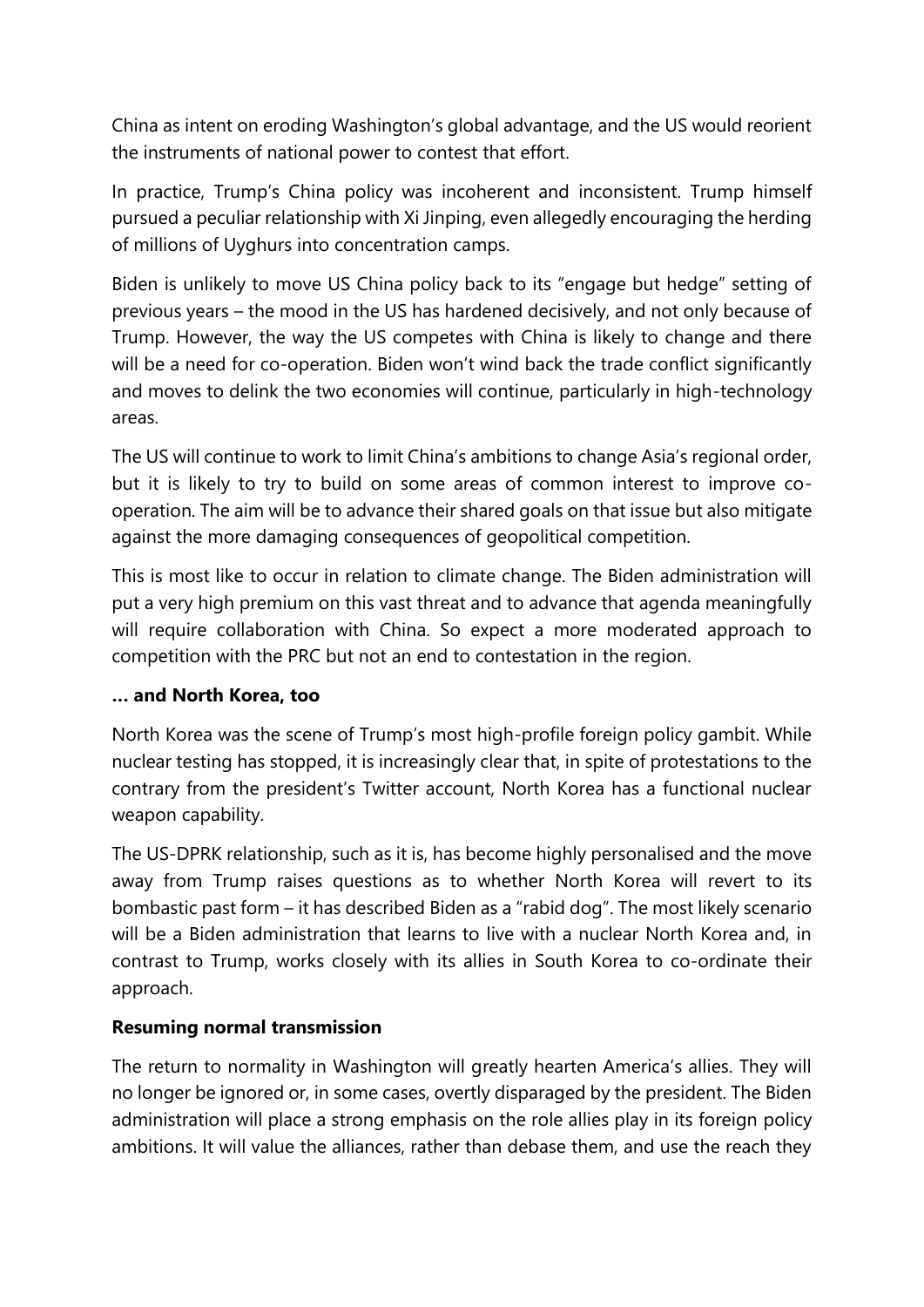China as intent on eroding Washington's global advantage, and the US would reorient the instruments of national power to contest that effort.

In practice, Trump's China policy was incoherent and inconsistent. Trump himself pursued a peculiar relationship with Xi Jinping, even allegedly encouraging the herding of millions of Uyghurs into concentration camps.

Biden is unlikely to move US China policy back to its "engage but hedge" setting of previous years – the mood in the US has hardened decisively, and not only because of Trump. However, the way the US competes with China is likely to change and there will be a need for co-operation. Biden won't wind back the trade conflict significantly and moves to delink the two economies will continue, particularly in high-technology areas.

The US will continue to work to limit China's ambitions to change Asia's regional order, but it is likely to try to build on some areas of common interest to improve co-operation. The aim will be to advance their shared goals on that issue but also mitigate against the more damaging consequences of geopolitical competition.

This is most like to occur in relation to climate change. The Biden administration will put a very high premium on this vast threat and to advance that agenda meaningfully will require collaboration with China. So expect a more moderated approach to competition with the PRC but not an end to contestation in the region.

**… and North Korea, too**

North Korea was the scene of Trump's most high-profile foreign policy gambit. While nuclear testing has stopped, it is increasingly clear that, in spite of protestations to the contrary from the president's Twitter account, North Korea has a functional nuclear weapon capability.

The US-DPRK relationship, such as it is, has become highly personalised and the move away from Trump raises questions as to whether North Korea will revert to its bombastic past form – it has described Biden as a "rabid dog". The most likely scenario will be a Biden administration that learns to live with a nuclear North Korea and, in contrast to Trump, works closely with its allies in South Korea to co-ordinate their approach.

**Resuming normal transmission**

The return to normality in Washington will greatly hearten America's allies. They will no longer be ignored or, in some cases, overtly disparaged by the president. The Biden administration will place a strong emphasis on the role allies play in its foreign policy ambitions. It will value the alliances, rather than debase them, and use the reach they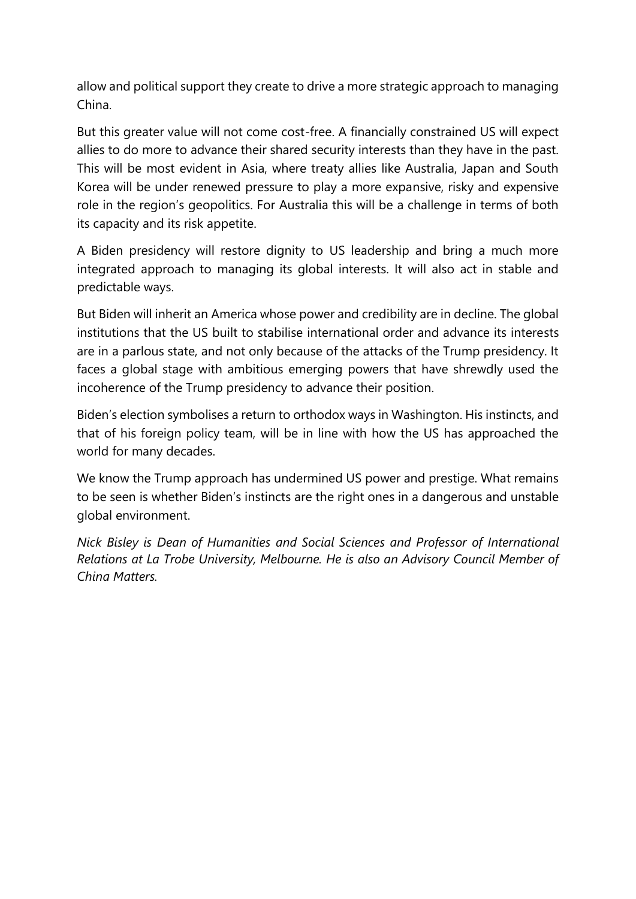allow and political support they create to drive a more strategic approach to managing China.

But this greater value will not come cost-free. A financially constrained US will expect allies to do more to advance their shared security interests than they have in the past. This will be most evident in Asia, where treaty allies like Australia, Japan and South Korea will be under renewed pressure to play a more expansive, risky and expensive role in the region's geopolitics. For Australia this will be a challenge in terms of both its capacity and its risk appetite.

A Biden presidency will restore dignity to US leadership and bring a much more integrated approach to managing its global interests. It will also act in stable and predictable ways.

But Biden will inherit an America whose power and credibility are in decline. The global institutions that the US built to stabilise international order and advance its interests are in a parlous state, and not only because of the attacks of the Trump presidency. It faces a global stage with ambitious emerging powers that have shrewdly used the incoherence of the Trump presidency to advance their position.

Biden's election symbolises a return to orthodox ways in Washington. His instincts, and that of his foreign policy team, will be in line with how the US has approached the world for many decades.

We know the Trump approach has undermined US power and prestige. What remains to be seen is whether Biden's instincts are the right ones in a dangerous and unstable global environment.

*Nick Bisley is Dean of Humanities and Social Sciences and Professor of International Relations at La Trobe University, Melbourne. He is also an Advisory Council Member of China Matters.*